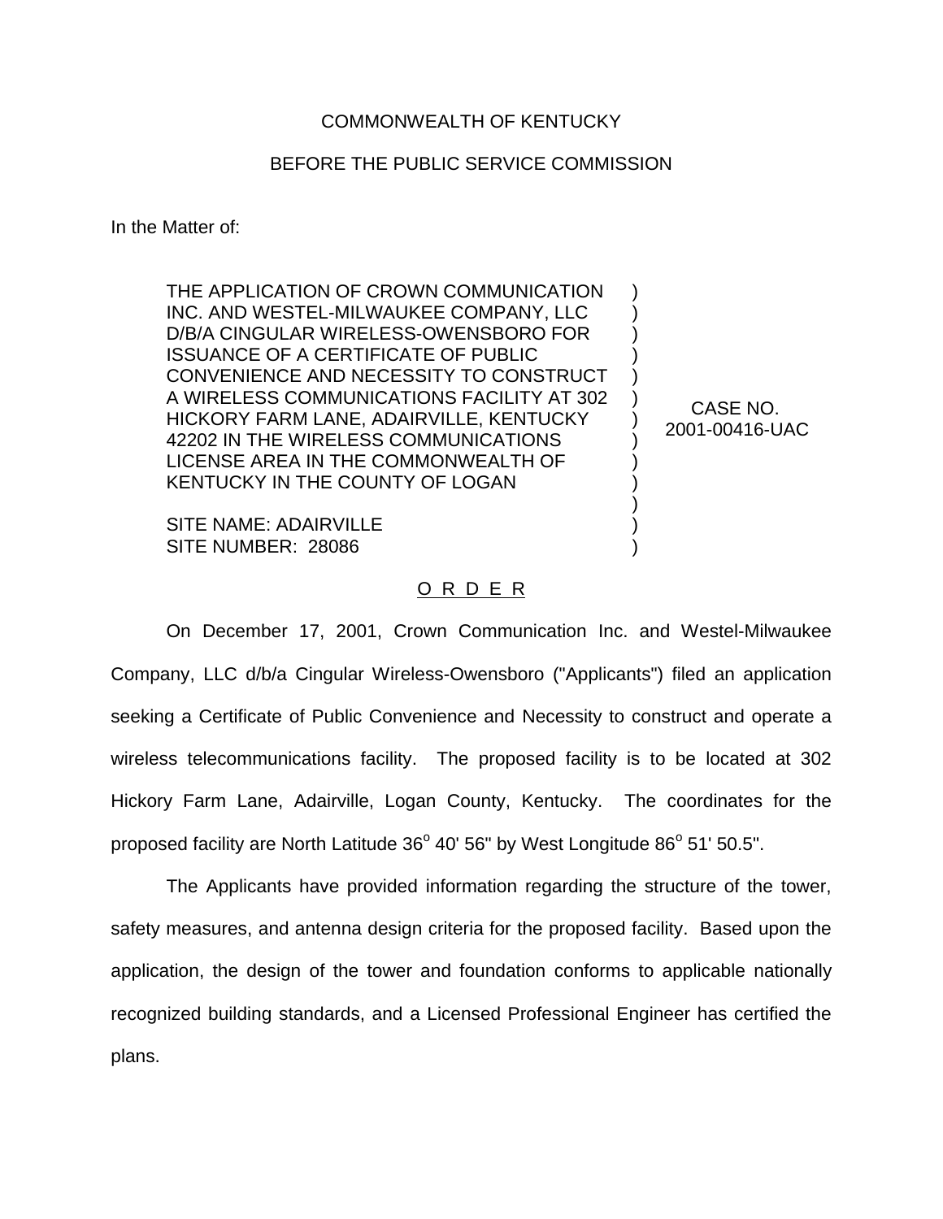COMMONWEALTH OF KENTUCKY

BEFORE THE PUBLIC SERVICE COMMISSION

In the Matter of:

| | | |
|---|---|---|
| THE APPLICATION OF CROWN COMMUNICATION INC. AND WESTEL-MILWAUKEE COMPANY, LLC D/B/A CINGULAR WIRELESS-OWENSBORO FOR ISSUANCE OF A CERTIFICATE OF PUBLIC CONVENIENCE AND NECESSITY TO CONSTRUCT A WIRELESS COMMUNICATIONS FACILITY AT 302 HICKORY FARM LANE, ADAIRVILLE, KENTUCKY 42202 IN THE WIRELESS COMMUNICATIONS LICENSE AREA IN THE COMMONWEALTH OF KENTUCKY IN THE COUNTY OF LOGAN<br><br>SITE NAME: ADAIRVILLE<br>SITE NUMBER: 28086 | ) | CASE NO. 2001-00416-UAC |

O R D E R

On December 17, 2001, Crown Communication Inc. and Westel-Milwaukee Company, LLC d/b/a Cingular Wireless-Owensboro ("Applicants") filed an application seeking a Certificate of Public Convenience and Necessity to construct and operate a wireless telecommunications facility. The proposed facility is to be located at 302 Hickory Farm Lane, Adairville, Logan County, Kentucky. The coordinates for the proposed facility are North Latitude 36$^{o}$ 40' 56" by West Longitude 86$^{o}$ 51' 50.5".

The Applicants have provided information regarding the structure of the tower, safety measures, and antenna design criteria for the proposed facility. Based upon the application, the design of the tower and foundation conforms to applicable nationally recognized building standards, and a Licensed Professional Engineer has certified the plans.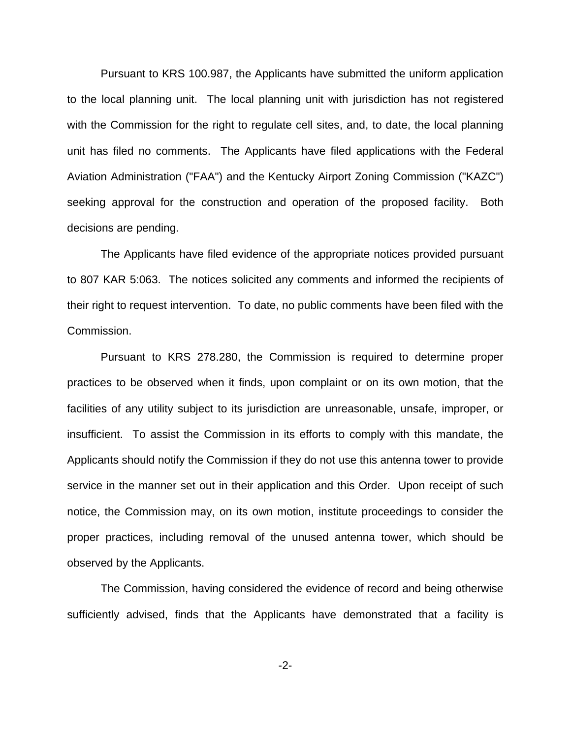Pursuant to KRS 100.987, the Applicants have submitted the uniform application to the local planning unit. The local planning unit with jurisdiction has not registered with the Commission for the right to regulate cell sites, and, to date, the local planning unit has filed no comments. The Applicants have filed applications with the Federal Aviation Administration ("FAA") and the Kentucky Airport Zoning Commission ("KAZC") seeking approval for the construction and operation of the proposed facility. Both decisions are pending.

The Applicants have filed evidence of the appropriate notices provided pursuant to 807 KAR 5:063. The notices solicited any comments and informed the recipients of their right to request intervention. To date, no public comments have been filed with the Commission.

Pursuant to KRS 278.280, the Commission is required to determine proper practices to be observed when it finds, upon complaint or on its own motion, that the facilities of any utility subject to its jurisdiction are unreasonable, unsafe, improper, or insufficient. To assist the Commission in its efforts to comply with this mandate, the Applicants should notify the Commission if they do not use this antenna tower to provide service in the manner set out in their application and this Order. Upon receipt of such notice, the Commission may, on its own motion, institute proceedings to consider the proper practices, including removal of the unused antenna tower, which should be observed by the Applicants.

The Commission, having considered the evidence of record and being otherwise sufficiently advised, finds that the Applicants have demonstrated that a facility is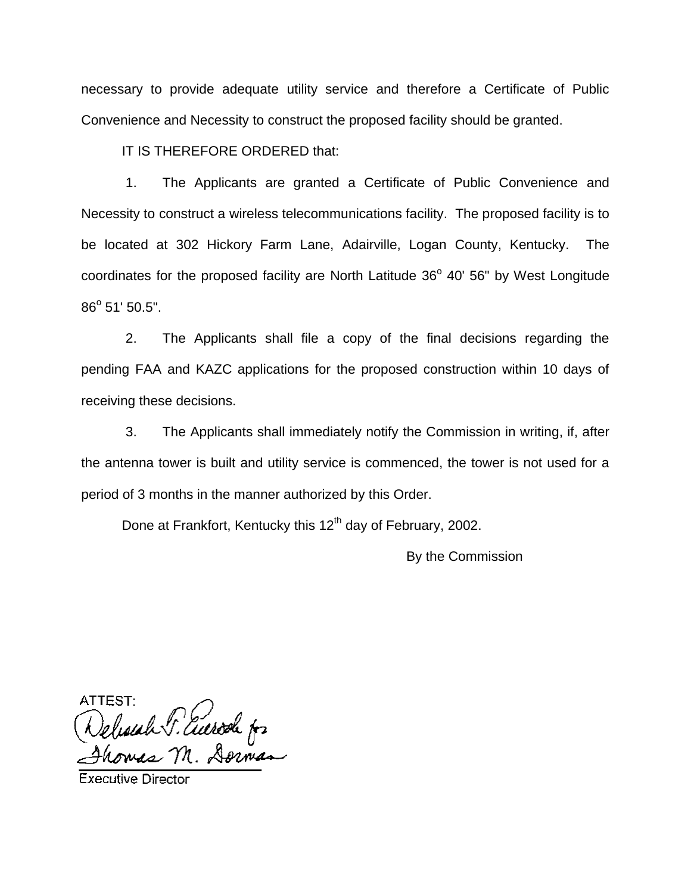necessary to provide adequate utility service and therefore a Certificate of Public Convenience and Necessity to construct the proposed facility should be granted.

IT IS THEREFORE ORDERED that:

1. The Applicants are granted a Certificate of Public Convenience and Necessity to construct a wireless telecommunications facility. The proposed facility is to be located at 302 Hickory Farm Lane, Adairville, Logan County, Kentucky. The coordinates for the proposed facility are North Latitude 36° 40' 56" by West Longitude 86° 51' 50.5".

2. The Applicants shall file a copy of the final decisions regarding the pending FAA and KAZC applications for the proposed construction within 10 days of receiving these decisions.

3. The Applicants shall immediately notify the Commission in writing, if, after the antenna tower is built and utility service is commenced, the tower is not used for a period of 3 months in the manner authorized by this Order.

Done at Frankfort, Kentucky this 12th day of February, 2002.

By the Commission

ATTEST:

Deborah T. Eversole for
Thomas M. Dorman

Executive Director